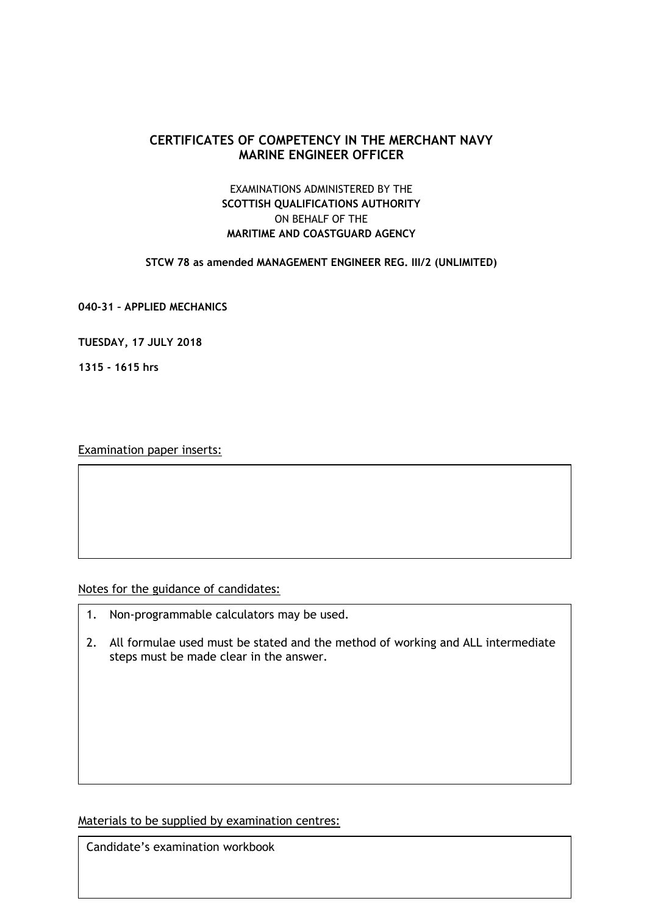# CERTIFICATES OF COMPETENCY IN THE MERCHANT NAVY
# MARINE ENGINEER OFFICER

EXAMINATIONS ADMINISTERED BY THE
**SCOTTISH QUALIFICATIONS AUTHORITY**
ON BEHALF OF THE
**MARITIME AND COASTGUARD AGENCY**

**STCW 78 as amended MANAGEMENT ENGINEER REG. III/2 (UNLIMITED)**

**040-31 – APPLIED MECHANICS**

**TUESDAY, 17 JULY 2018**

**1315 - 1615 hrs**

Examination paper inserts:

Notes for the guidance of candidates:

1. Non-programmable calculators may be used.
2. All formulae used must be stated and the method of working and ALL intermediate steps must be made clear in the answer.

Materials to be supplied by examination centres:

Candidate's examination workbook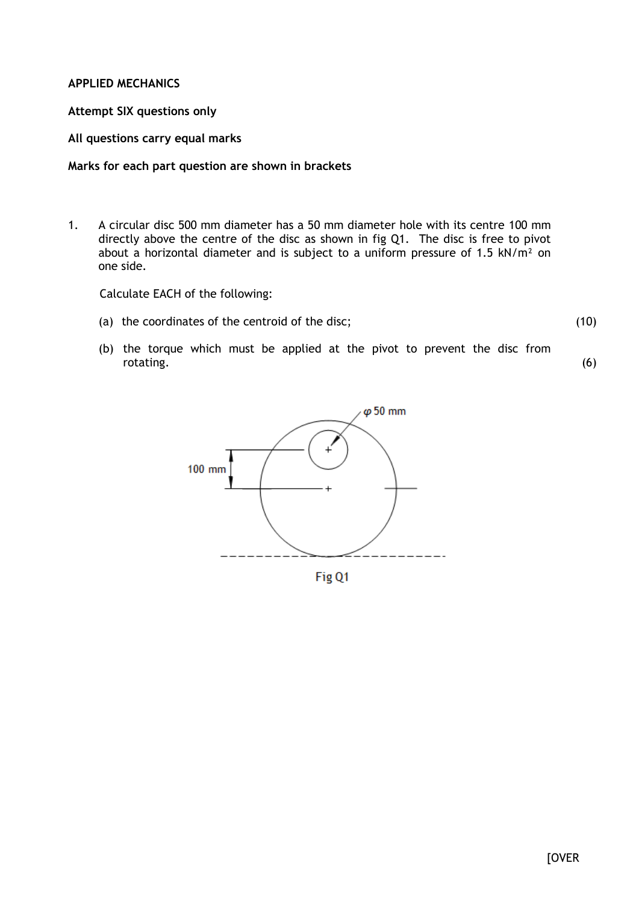**APPLIED MECHANICS**

**Attempt SIX questions only**

**All questions carry equal marks**

**Marks for each part question are shown in brackets**

1. A circular disc 500 mm diameter has a 50 mm diameter hole with its centre 100 mm directly above the centre of the disc as shown in fig Q1. The disc is free to pivot about a horizontal diameter and is subject to a uniform pressure of 1.5 kN/m² on one side.

   Calculate EACH of the following:

   (a) the coordinates of the centroid of the disc; (10)

   (b) the torque which must be applied at the pivot to prevent the disc from rotating. (6)

Fig Q1

[OVER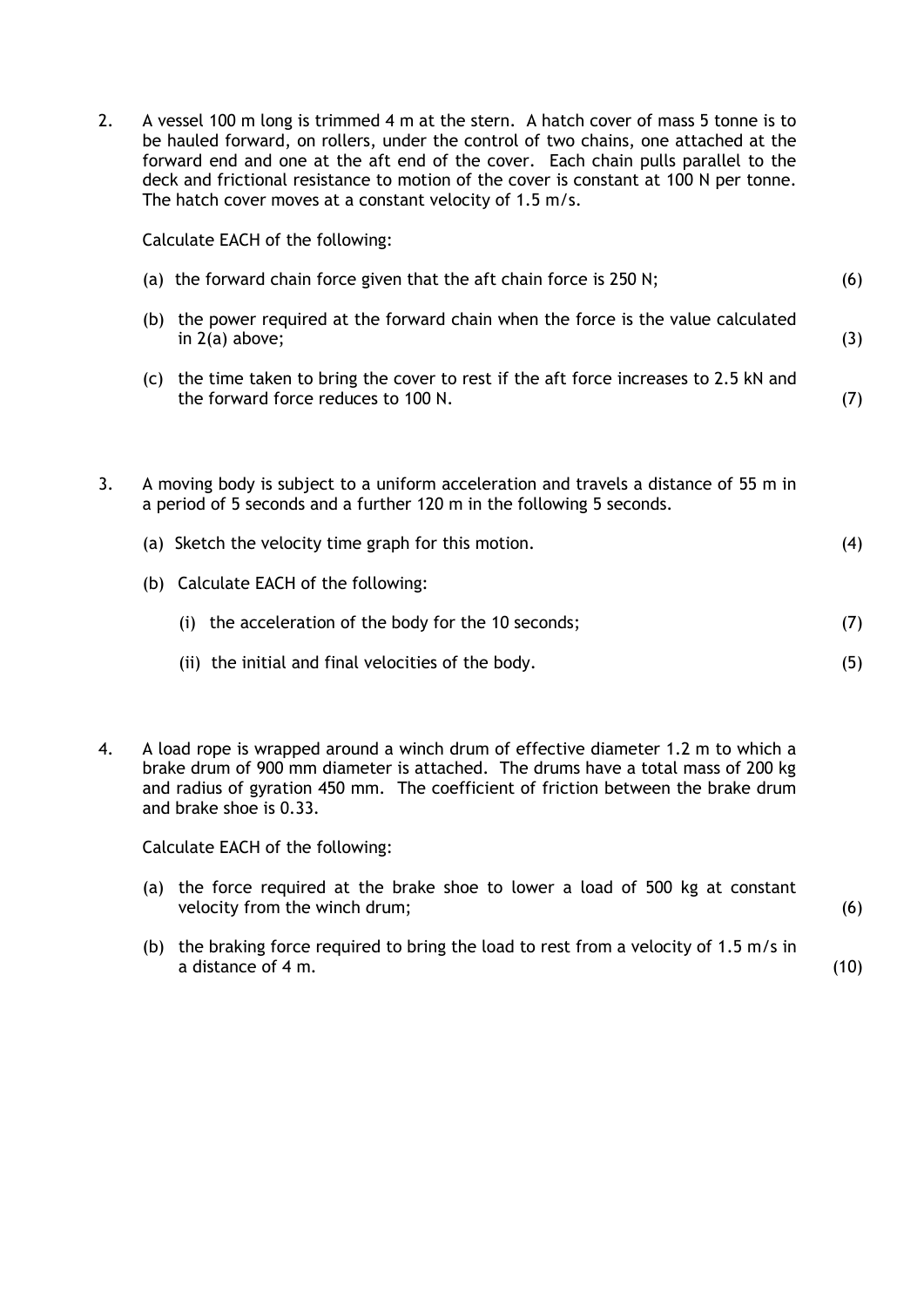2. A vessel 100 m long is trimmed 4 m at the stern. A hatch cover of mass 5 tonne is to be hauled forward, on rollers, under the control of two chains, one attached at the forward end and one at the aft end of the cover. Each chain pulls parallel to the deck and frictional resistance to motion of the cover is constant at 100 N per tonne. The hatch cover moves at a constant velocity of 1.5 m/s.

   Calculate EACH of the following:

   (a) the forward chain force given that the aft chain force is 250 N; (6)

   (b) the power required at the forward chain when the force is the value calculated in 2(a) above; (3)

   (c) the time taken to bring the cover to rest if the aft force increases to 2.5 kN and the forward force reduces to 100 N. (7)

3. A moving body is subject to a uniform acceleration and travels a distance of 55 m in a period of 5 seconds and a further 120 m in the following 5 seconds.

   (a) Sketch the velocity time graph for this motion. (4)

   (b) Calculate EACH of the following:

      (i) the acceleration of the body for the 10 seconds; (7)

      (ii) the initial and final velocities of the body. (5)

4. A load rope is wrapped around a winch drum of effective diameter 1.2 m to which a brake drum of 900 mm diameter is attached. The drums have a total mass of 200 kg and radius of gyration 450 mm. The coefficient of friction between the brake drum and brake shoe is 0.33.

   Calculate EACH of the following:

   (a) the force required at the brake shoe to lower a load of 500 kg at constant velocity from the winch drum; (6)

   (b) the braking force required to bring the load to rest from a velocity of 1.5 m/s in a distance of 4 m. (10)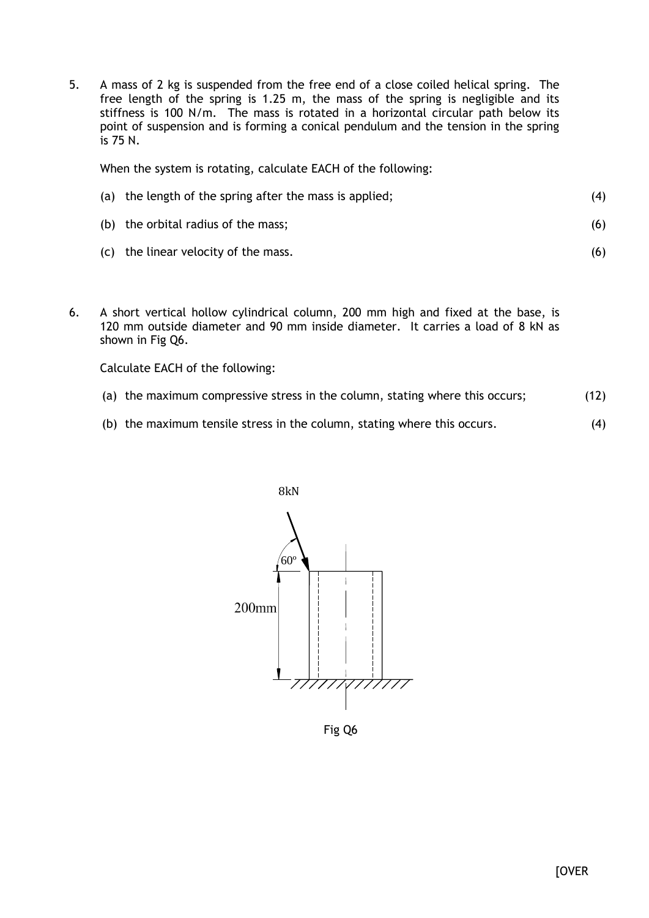5. A mass of 2 kg is suspended from the free end of a close coiled helical spring. The free length of the spring is 1.25 m, the mass of the spring is negligible and its stiffness is 100 N/m. The mass is rotated in a horizontal circular path below its point of suspension and is forming a conical pendulum and the tension in the spring is 75 N.

   When the system is rotating, calculate EACH of the following:

   (a) the length of the spring after the mass is applied; (4)

   (b) the orbital radius of the mass; (6)

   (c) the linear velocity of the mass. (6)

6. A short vertical hollow cylindrical column, 200 mm high and fixed at the base, is 120 mm outside diameter and 90 mm inside diameter. It carries a load of 8 kN as shown in Fig Q6.

   Calculate EACH of the following:

   (a) the maximum compressive stress in the column, stating where this occurs; (12)

   (b) the maximum tensile stress in the column, stating where this occurs. (4)

8kN

60º

200mm

Fig Q6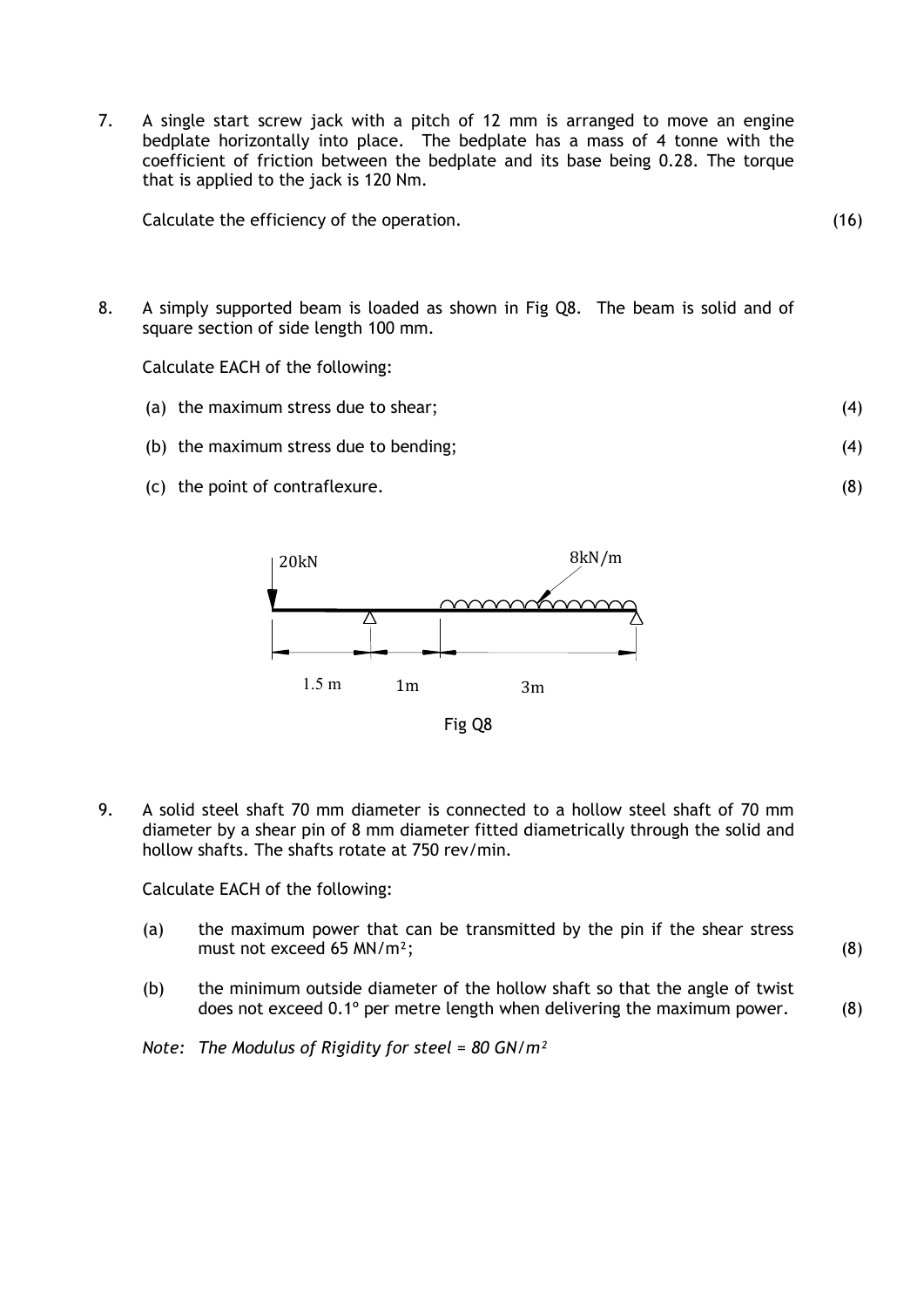7. A single start screw jack with a pitch of 12 mm is arranged to move an engine bedplate horizontally into place. The bedplate has a mass of 4 tonne with the coefficient of friction between the bedplate and its base being 0.28. The torque that is applied to the jack is 120 Nm.

   Calculate the efficiency of the operation. (16)

8. A simply supported beam is loaded as shown in Fig Q8. The beam is solid and of square section of side length 100 mm.

   Calculate EACH of the following:

   (a) the maximum stress due to shear; (4)

   (b) the maximum stress due to bending; (4)

   (c) the point of contraflexure. (8)

20kN

8kN/m

1.5 m

1m

3m

Fig Q8

9. A solid steel shaft 70 mm diameter is connected to a hollow steel shaft of 70 mm diameter by a shear pin of 8 mm diameter fitted diametrically through the solid and hollow shafts. The shafts rotate at 750 rev/min.

   Calculate EACH of the following:

   (a) the maximum power that can be transmitted by the pin if the shear stress must not exceed 65 MN/m²; (8)

   (b) the minimum outside diameter of the hollow shaft so that the angle of twist does not exceed 0.1° per metre length when delivering the maximum power. (8)

   *Note: The Modulus of Rigidity for steel = 80 GN/m²*